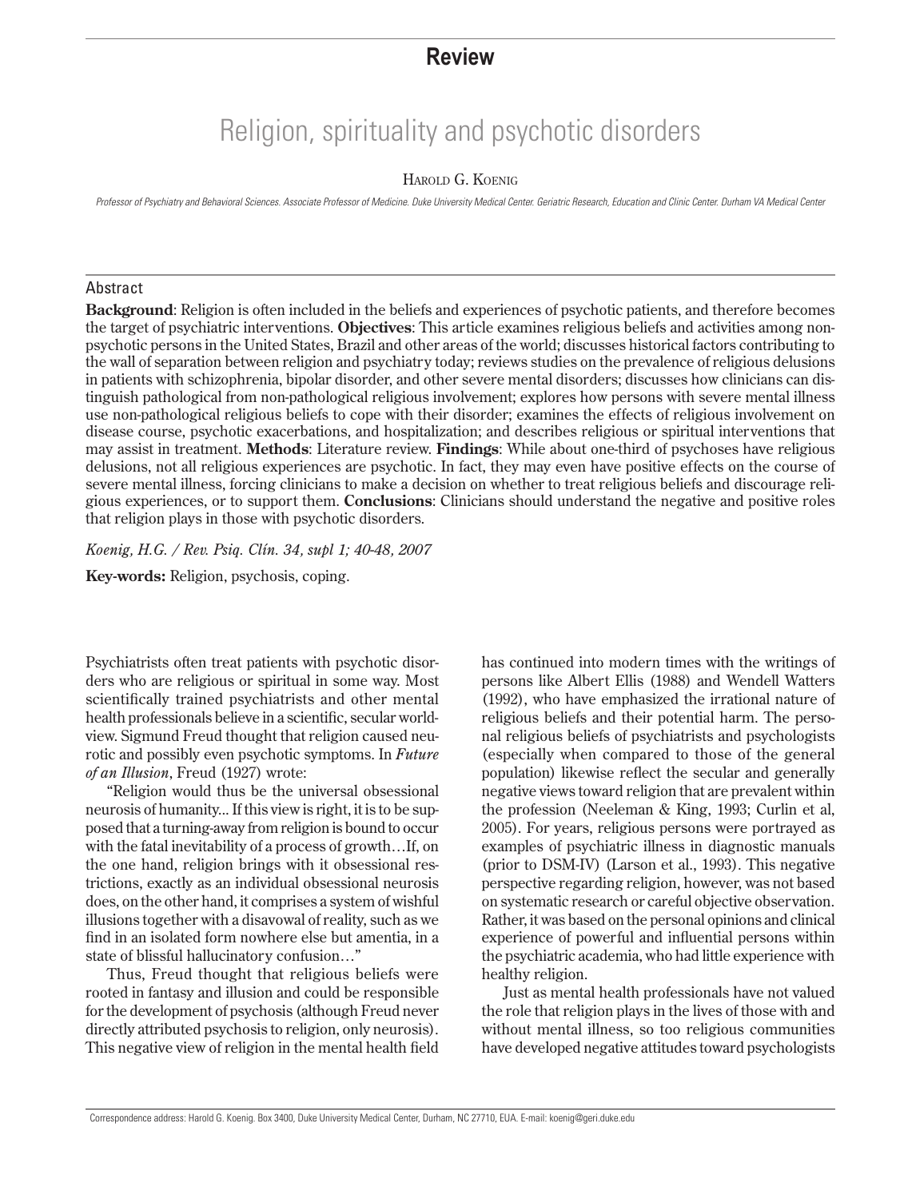## Review

# Religion, spirituality and psychotic disorders

Harold G. Koenig

*Professor of Psychiatry and Behavioral Sciences. Associate Professor of Medicine. Duke University Medical Center. Geriatric Research, Education and Clinic Center. Durham VA Medical Center*

### Abstract

**Background**: Religion is often included in the beliefs and experiences of psychotic patients, and therefore becomes the target of psychiatric interventions. **Objectives**: This article examines religious beliefs and activities among non-psychotic persons in the United States, Brazil and other areas of the world; discusses historical factors contributing to the wall of separation between religion and psychiatry today; reviews studies on the prevalence of religious delusions in patients with schizophrenia, bipolar disorder, and other severe mental disorders; discusses how clinicians can distinguish pathological from non-pathological religious involvement; explores how persons with severe mental illness use non-pathological religious beliefs to cope with their disorder; examines the effects of religious involvement on disease course, psychotic exacerbations, and hospitalization; and describes religious or spiritual interventions that may assist in treatment. **Methods**: Literature review. **Findings**: While about one-third of psychoses have religious delusions, not all religious experiences are psychotic. In fact, they may even have positive effects on the course of severe mental illness, forcing clinicians to make a decision on whether to treat religious beliefs and discourage religious experiences, or to support them. **Conclusions**: Clinicians should understand the negative and positive roles that religion plays in those with psychotic disorders.

*Koenig, H.G. / Rev. Psiq. Clín. 34, supl 1; 40-48, 2007*

**Key-words:** Religion, psychosis, coping.

Psychiatrists often treat patients with psychotic disorders who are religious or spiritual in some way. Most scientifically trained psychiatrists and other mental health professionals believe in a scientific, secular worldview. Sigmund Freud thought that religion caused neurotic and possibly even psychotic symptoms. In *Future of an Illusion*, Freud (1927) wrote:

"Religion would thus be the universal obsessional neurosis of humanity... If this view is right, it is to be supposed that a turning-away from religion is bound to occur with the fatal inevitability of a process of growth…If, on the one hand, religion brings with it obsessional restrictions, exactly as an individual obsessional neurosis does, on the other hand, it comprises a system of wishful illusions together with a disavowal of reality, such as we find in an isolated form nowhere else but amentia, in a state of blissful hallucinatory confusion…"

Thus, Freud thought that religious beliefs were rooted in fantasy and illusion and could be responsible for the development of psychosis (although Freud never directly attributed psychosis to religion, only neurosis). This negative view of religion in the mental health field has continued into modern times with the writings of persons like Albert Ellis (1988) and Wendell Watters (1992), who have emphasized the irrational nature of religious beliefs and their potential harm. The personal religious beliefs of psychiatrists and psychologists (especially when compared to those of the general population) likewise reflect the secular and generally negative views toward religion that are prevalent within the profession (Neeleman & King, 1993; Curlin et al, 2005). For years, religious persons were portrayed as examples of psychiatric illness in diagnostic manuals (prior to DSM-IV) (Larson et al., 1993). This negative perspective regarding religion, however, was not based on systematic research or careful objective observation. Rather, it was based on the personal opinions and clinical experience of powerful and influential persons within the psychiatric academia, who had little experience with healthy religion.

Just as mental health professionals have not valued the role that religion plays in the lives of those with and without mental illness, so too religious communities have developed negative attitudes toward psychologists

Correspondence address: Harold G. Koenig. Box 3400, Duke University Medical Center, Durham, NC 27710, EUA. E-mail: koenig@geri.duke.edu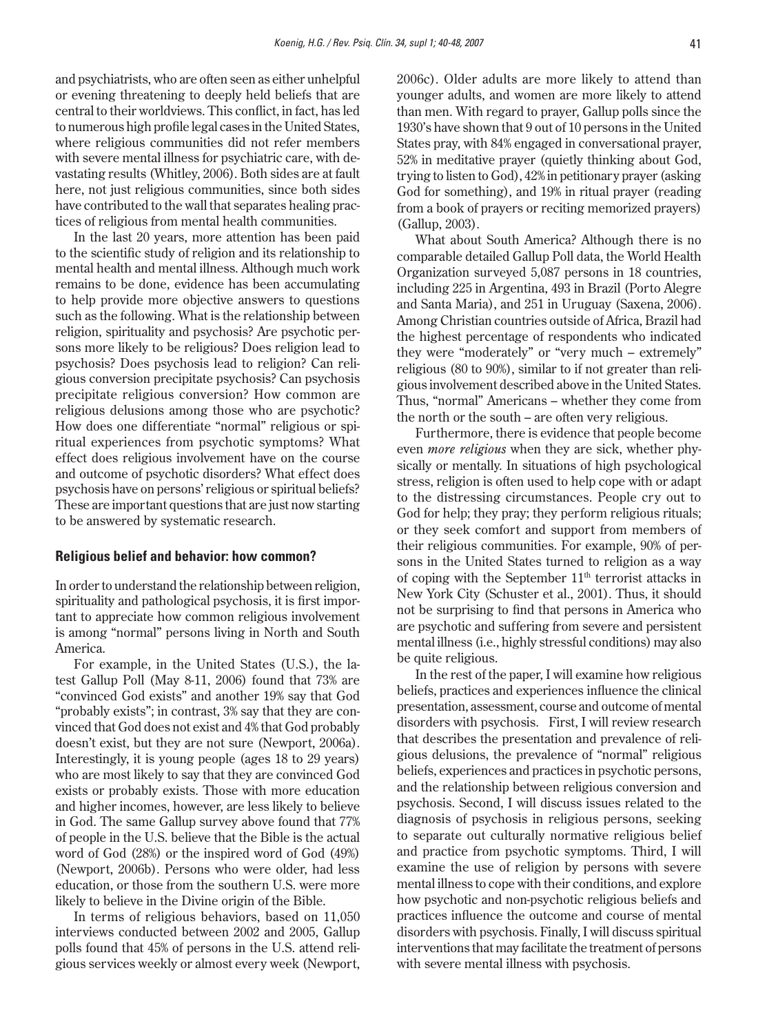and psychiatrists, who are often seen as either unhelpful or evening threatening to deeply held beliefs that are central to their worldviews. This conflict, in fact, has led to numerous high profile legal cases in the United States, where religious communities did not refer members with severe mental illness for psychiatric care, with devastating results (Whitley, 2006). Both sides are at fault here, not just religious communities, since both sides have contributed to the wall that separates healing practices of religious from mental health communities.

In the last 20 years, more attention has been paid to the scientific study of religion and its relationship to mental health and mental illness. Although much work remains to be done, evidence has been accumulating to help provide more objective answers to questions such as the following. What is the relationship between religion, spirituality and psychosis? Are psychotic persons more likely to be religious? Does religion lead to psychosis? Does psychosis lead to religion? Can religious conversion precipitate psychosis? Can psychosis precipitate religious conversion? How common are religious delusions among those who are psychotic? How does one differentiate "normal" religious or spiritual experiences from psychotic symptoms? What effect does religious involvement have on the course and outcome of psychotic disorders? What effect does psychosis have on persons' religious or spiritual beliefs? These are important questions that are just now starting to be answered by systematic research.

## Religious belief and behavior: how common?

In order to understand the relationship between religion, spirituality and pathological psychosis, it is first important to appreciate how common religious involvement is among "normal" persons living in North and South America.

For example, in the United States (U.S.), the latest Gallup Poll (May 8-11, 2006) found that 73% are "convinced God exists" and another 19% say that God "probably exists"; in contrast, 3% say that they are convinced that God does not exist and 4% that God probably doesn't exist, but they are not sure (Newport, 2006a). Interestingly, it is young people (ages 18 to 29 years) who are most likely to say that they are convinced God exists or probably exists. Those with more education and higher incomes, however, are less likely to believe in God. The same Gallup survey above found that 77% of people in the U.S. believe that the Bible is the actual word of God (28%) or the inspired word of God (49%) (Newport, 2006b). Persons who were older, had less education, or those from the southern U.S. were more likely to believe in the Divine origin of the Bible.

In terms of religious behaviors, based on 11,050 interviews conducted between 2002 and 2005, Gallup polls found that 45% of persons in the U.S. attend religious services weekly or almost every week (Newport, 2006c). Older adults are more likely to attend than younger adults, and women are more likely to attend than men. With regard to prayer, Gallup polls since the 1930's have shown that 9 out of 10 persons in the United States pray, with 84% engaged in conversational prayer, 52% in meditative prayer (quietly thinking about God, trying to listen to God), 42% in petitionary prayer (asking God for something), and 19% in ritual prayer (reading from a book of prayers or reciting memorized prayers) (Gallup, 2003).

What about South America? Although there is no comparable detailed Gallup Poll data, the World Health Organization surveyed 5,087 persons in 18 countries, including 225 in Argentina, 493 in Brazil (Porto Alegre and Santa Maria), and 251 in Uruguay (Saxena, 2006). Among Christian countries outside of Africa, Brazil had the highest percentage of respondents who indicated they were "moderately" or "very much – extremely" religious (80 to 90%), similar to if not greater than religious involvement described above in the United States. Thus, "normal" Americans – whether they come from the north or the south – are often very religious.

Furthermore, there is evidence that people become even *more religious* when they are sick, whether physically or mentally. In situations of high psychological stress, religion is often used to help cope with or adapt to the distressing circumstances. People cry out to God for help; they pray; they perform religious rituals; or they seek comfort and support from members of their religious communities. For example, 90% of persons in the United States turned to religion as a way of coping with the September 11th terrorist attacks in New York City (Schuster et al., 2001). Thus, it should not be surprising to find that persons in America who are psychotic and suffering from severe and persistent mental illness (i.e., highly stressful conditions) may also be quite religious.

In the rest of the paper, I will examine how religious beliefs, practices and experiences influence the clinical presentation, assessment, course and outcome of mental disorders with psychosis. First, I will review research that describes the presentation and prevalence of religious delusions, the prevalence of "normal" religious beliefs, experiences and practices in psychotic persons, and the relationship between religious conversion and psychosis. Second, I will discuss issues related to the diagnosis of psychosis in religious persons, seeking to separate out culturally normative religious belief and practice from psychotic symptoms. Third, I will examine the use of religion by persons with severe mental illness to cope with their conditions, and explore how psychotic and non-psychotic religious beliefs and practices influence the outcome and course of mental disorders with psychosis. Finally, I will discuss spiritual interventions that may facilitate the treatment of persons with severe mental illness with psychosis.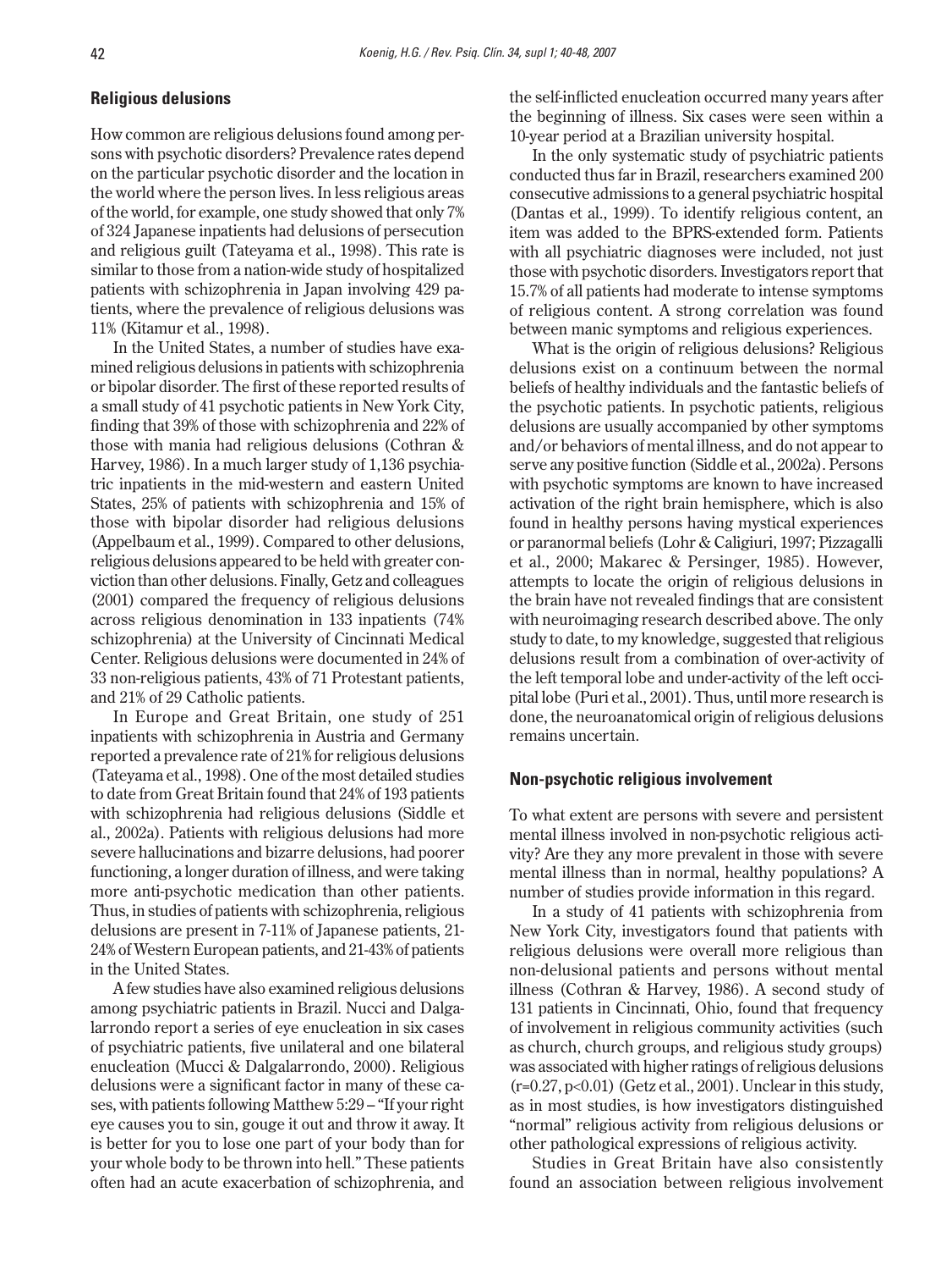## Religious delusions

How common are religious delusions found among persons with psychotic disorders? Prevalence rates depend on the particular psychotic disorder and the location in the world where the person lives. In less religious areas of the world, for example, one study showed that only 7% of 324 Japanese inpatients had delusions of persecution and religious guilt (Tateyama et al., 1998). This rate is similar to those from a nation-wide study of hospitalized patients with schizophrenia in Japan involving 429 patients, where the prevalence of religious delusions was 11% (Kitamur et al., 1998).

In the United States, a number of studies have examined religious delusions in patients with schizophrenia or bipolar disorder. The first of these reported results of a small study of 41 psychotic patients in New York City, finding that 39% of those with schizophrenia and 22% of those with mania had religious delusions (Cothran & Harvey, 1986). In a much larger study of 1,136 psychiatric inpatients in the mid-western and eastern United States, 25% of patients with schizophrenia and 15% of those with bipolar disorder had religious delusions (Appelbaum et al., 1999). Compared to other delusions, religious delusions appeared to be held with greater conviction than other delusions. Finally, Getz and colleagues (2001) compared the frequency of religious delusions across religious denomination in 133 inpatients (74% schizophrenia) at the University of Cincinnati Medical Center. Religious delusions were documented in 24% of 33 non-religious patients, 43% of 71 Protestant patients, and 21% of 29 Catholic patients.

In Europe and Great Britain, one study of 251 inpatients with schizophrenia in Austria and Germany reported a prevalence rate of 21% for religious delusions (Tateyama et al., 1998). One of the most detailed studies to date from Great Britain found that 24% of 193 patients with schizophrenia had religious delusions (Siddle et al., 2002a). Patients with religious delusions had more severe hallucinations and bizarre delusions, had poorer functioning, a longer duration of illness, and were taking more anti-psychotic medication than other patients. Thus, in studies of patients with schizophrenia, religious delusions are present in 7-11% of Japanese patients, 21-24% of Western European patients, and 21-43% of patients in the United States.

A few studies have also examined religious delusions among psychiatric patients in Brazil. Nucci and Dalgalarrondo report a series of eye enucleation in six cases of psychiatric patients, five unilateral and one bilateral enucleation (Mucci & Dalgalarrondo, 2000). Religious delusions were a significant factor in many of these cases, with patients following Matthew 5:29 – "If your right eye causes you to sin, gouge it out and throw it away. It is better for you to lose one part of your body than for your whole body to be thrown into hell." These patients often had an acute exacerbation of schizophrenia, and the self-inflicted enucleation occurred many years after the beginning of illness. Six cases were seen within a 10-year period at a Brazilian university hospital.

In the only systematic study of psychiatric patients conducted thus far in Brazil, researchers examined 200 consecutive admissions to a general psychiatric hospital (Dantas et al., 1999). To identify religious content, an item was added to the BPRS-extended form. Patients with all psychiatric diagnoses were included, not just those with psychotic disorders. Investigators report that 15.7% of all patients had moderate to intense symptoms of religious content. A strong correlation was found between manic symptoms and religious experiences.

What is the origin of religious delusions? Religious delusions exist on a continuum between the normal beliefs of healthy individuals and the fantastic beliefs of the psychotic patients. In psychotic patients, religious delusions are usually accompanied by other symptoms and/or behaviors of mental illness, and do not appear to serve any positive function (Siddle et al., 2002a). Persons with psychotic symptoms are known to have increased activation of the right brain hemisphere, which is also found in healthy persons having mystical experiences or paranormal beliefs (Lohr & Caligiuri, 1997; Pizzagalli et al., 2000; Makarec & Persinger, 1985). However, attempts to locate the origin of religious delusions in the brain have not revealed findings that are consistent with neuroimaging research described above. The only study to date, to my knowledge, suggested that religious delusions result from a combination of over-activity of the left temporal lobe and under-activity of the left occipital lobe (Puri et al., 2001). Thus, until more research is done, the neuroanatomical origin of religious delusions remains uncertain.

## Non-psychotic religious involvement

To what extent are persons with severe and persistent mental illness involved in non-psychotic religious activity? Are they any more prevalent in those with severe mental illness than in normal, healthy populations? A number of studies provide information in this regard.

In a study of 41 patients with schizophrenia from New York City, investigators found that patients with religious delusions were overall more religious than non-delusional patients and persons without mental illness (Cothran & Harvey, 1986). A second study of 131 patients in Cincinnati, Ohio, found that frequency of involvement in religious community activities (such as church, church groups, and religious study groups) was associated with higher ratings of religious delusions ($r=0.27$, $p<0.01$) (Getz et al., 2001). Unclear in this study, as in most studies, is how investigators distinguished "normal" religious activity from religious delusions or other pathological expressions of religious activity.

Studies in Great Britain have also consistently found an association between religious involvement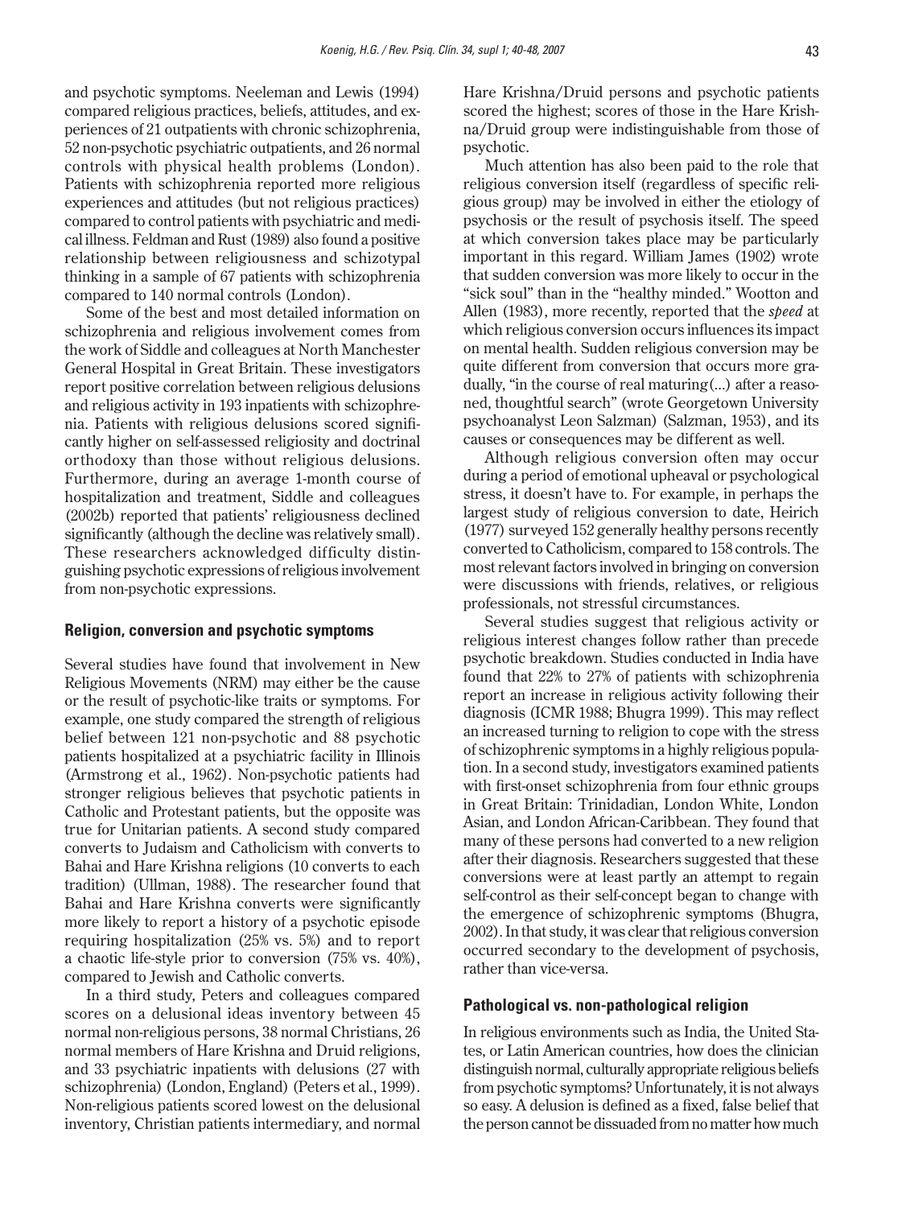and psychotic symptoms. Neeleman and Lewis (1994) compared religious practices, beliefs, attitudes, and experiences of 21 outpatients with chronic schizophrenia, 52 non-psychotic psychiatric outpatients, and 26 normal controls with physical health problems (London). Patients with schizophrenia reported more religious experiences and attitudes (but not religious practices) compared to control patients with psychiatric and medical illness. Feldman and Rust (1989) also found a positive relationship between religiousness and schizotypal thinking in a sample of 67 patients with schizophrenia compared to 140 normal controls (London).

Some of the best and most detailed information on schizophrenia and religious involvement comes from the work of Siddle and colleagues at North Manchester General Hospital in Great Britain. These investigators report positive correlation between religious delusions and religious activity in 193 inpatients with schizophrenia. Patients with religious delusions scored significantly higher on self-assessed religiosity and doctrinal orthodoxy than those without religious delusions. Furthermore, during an average 1-month course of hospitalization and treatment, Siddle and colleagues (2002b) reported that patients' religiousness declined significantly (although the decline was relatively small). These researchers acknowledged difficulty distinguishing psychotic expressions of religious involvement from non-psychotic expressions.

## Religion, conversion and psychotic symptoms

Several studies have found that involvement in New Religious Movements (NRM) may either be the cause or the result of psychotic-like traits or symptoms. For example, one study compared the strength of religious belief between 121 non-psychotic and 88 psychotic patients hospitalized at a psychiatric facility in Illinois (Armstrong et al., 1962). Non-psychotic patients had stronger religious believes that psychotic patients in Catholic and Protestant patients, but the opposite was true for Unitarian patients. A second study compared converts to Judaism and Catholicism with converts to Bahai and Hare Krishna religions (10 converts to each tradition) (Ullman, 1988). The researcher found that Bahai and Hare Krishna converts were significantly more likely to report a history of a psychotic episode requiring hospitalization (25% vs. 5%) and to report a chaotic life-style prior to conversion (75% vs. 40%), compared to Jewish and Catholic converts.

In a third study, Peters and colleagues compared scores on a delusional ideas inventory between 45 normal non-religious persons, 38 normal Christians, 26 normal members of Hare Krishna and Druid religions, and 33 psychiatric inpatients with delusions (27 with schizophrenia) (London, England) (Peters et al., 1999). Non-religious patients scored lowest on the delusional inventory, Christian patients intermediary, and normal Hare Krishna/Druid persons and psychotic patients scored the highest; scores of those in the Hare Krishna/Druid group were indistinguishable from those of psychotic.

Much attention has also been paid to the role that religious conversion itself (regardless of specific religious group) may be involved in either the etiology of psychosis or the result of psychosis itself. The speed at which conversion takes place may be particularly important in this regard. William James (1902) wrote that sudden conversion was more likely to occur in the "sick soul" than in the "healthy minded." Wootton and Allen (1983), more recently, reported that the *speed* at which religious conversion occurs influences its impact on mental health. Sudden religious conversion may be quite different from conversion that occurs more gradually, "in the course of real maturing(...) after a reasoned, thoughtful search" (wrote Georgetown University psychoanalyst Leon Salzman) (Salzman, 1953), and its causes or consequences may be different as well.

Although religious conversion often may occur during a period of emotional upheaval or psychological stress, it doesn't have to. For example, in perhaps the largest study of religious conversion to date, Heirich (1977) surveyed 152 generally healthy persons recently converted to Catholicism, compared to 158 controls. The most relevant factors involved in bringing on conversion were discussions with friends, relatives, or religious professionals, not stressful circumstances.

Several studies suggest that religious activity or religious interest changes follow rather than precede psychotic breakdown. Studies conducted in India have found that 22% to 27% of patients with schizophrenia report an increase in religious activity following their diagnosis (ICMR 1988; Bhugra 1999). This may reflect an increased turning to religion to cope with the stress of schizophrenic symptoms in a highly religious population. In a second study, investigators examined patients with first-onset schizophrenia from four ethnic groups in Great Britain: Trinidadian, London White, London Asian, and London African-Caribbean. They found that many of these persons had converted to a new religion after their diagnosis. Researchers suggested that these conversions were at least partly an attempt to regain self-control as their self-concept began to change with the emergence of schizophrenic symptoms (Bhugra, 2002). In that study, it was clear that religious conversion occurred secondary to the development of psychosis, rather than vice-versa.

## Pathological vs. non-pathological religion

In religious environments such as India, the United States, or Latin American countries, how does the clinician distinguish normal, culturally appropriate religious beliefs from psychotic symptoms? Unfortunately, it is not always so easy. A delusion is defined as a fixed, false belief that the person cannot be dissuaded from no matter how much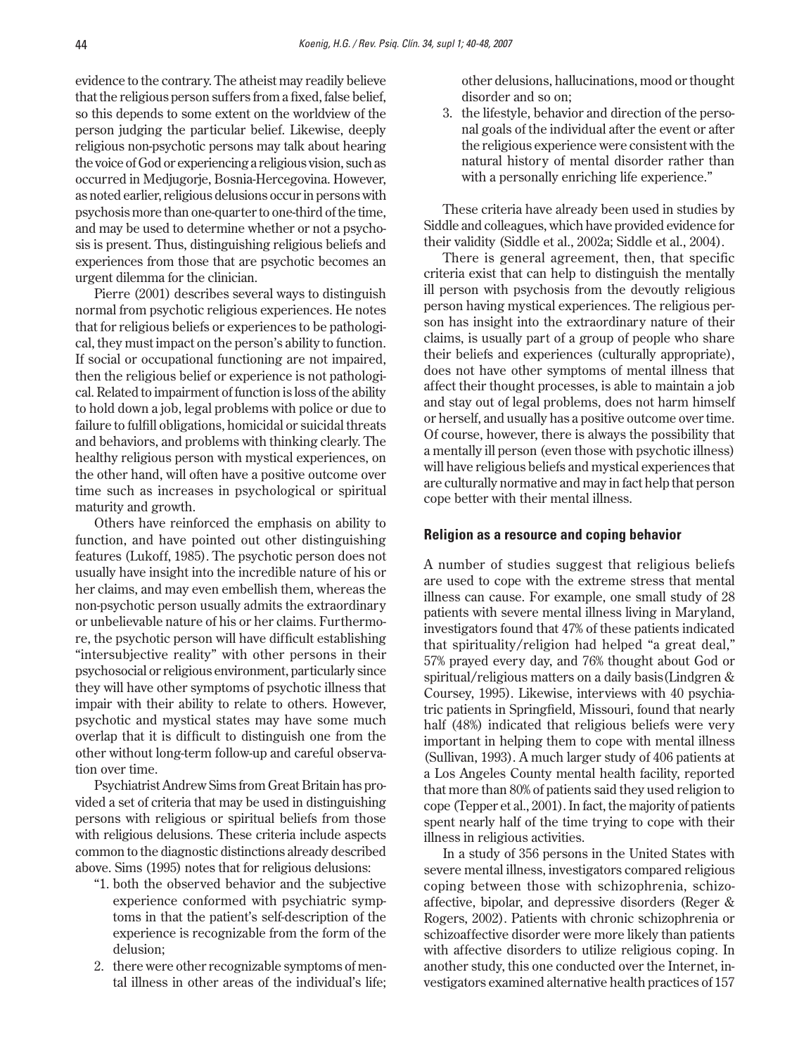evidence to the contrary. The atheist may readily believe that the religious person suffers from a fixed, false belief, so this depends to some extent on the worldview of the person judging the particular belief. Likewise, deeply religious non-psychotic persons may talk about hearing the voice of God or experiencing a religious vision, such as occurred in Medjugorje, Bosnia-Hercegovina. However, as noted earlier, religious delusions occur in persons with psychosis more than one-quarter to one-third of the time, and may be used to determine whether or not a psychosis is present. Thus, distinguishing religious beliefs and experiences from those that are psychotic becomes an urgent dilemma for the clinician.

Pierre (2001) describes several ways to distinguish normal from psychotic religious experiences. He notes that for religious beliefs or experiences to be pathological, they must impact on the person's ability to function. If social or occupational functioning are not impaired, then the religious belief or experience is not pathological. Related to impairment of function is loss of the ability to hold down a job, legal problems with police or due to failure to fulfill obligations, homicidal or suicidal threats and behaviors, and problems with thinking clearly. The healthy religious person with mystical experiences, on the other hand, will often have a positive outcome over time such as increases in psychological or spiritual maturity and growth.

Others have reinforced the emphasis on ability to function, and have pointed out other distinguishing features (Lukoff, 1985). The psychotic person does not usually have insight into the incredible nature of his or her claims, and may even embellish them, whereas the non-psychotic person usually admits the extraordinary or unbelievable nature of his or her claims. Furthermore, the psychotic person will have difficult establishing "intersubjective reality" with other persons in their psychosocial or religious environment, particularly since they will have other symptoms of psychotic illness that impair with their ability to relate to others. However, psychotic and mystical states may have some much overlap that it is difficult to distinguish one from the other without long-term follow-up and careful observation over time.

Psychiatrist Andrew Sims from Great Britain has provided a set of criteria that may be used in distinguishing persons with religious or spiritual beliefs from those with religious delusions. These criteria include aspects common to the diagnostic distinctions already described above. Sims (1995) notes that for religious delusions:

"1. both the observed behavior and the subjective experience conformed with psychiatric symptoms in that the patient's self-description of the experience is recognizable from the form of the delusion;
2. there were other recognizable symptoms of mental illness in other areas of the individual's life; other delusions, hallucinations, mood or thought disorder and so on;
3. the lifestyle, behavior and direction of the personal goals of the individual after the event or after the religious experience were consistent with the natural history of mental disorder rather than with a personally enriching life experience."

These criteria have already been used in studies by Siddle and colleagues, which have provided evidence for their validity (Siddle et al., 2002a; Siddle et al., 2004).

There is general agreement, then, that specific criteria exist that can help to distinguish the mentally ill person with psychosis from the devoutly religious person having mystical experiences. The religious person has insight into the extraordinary nature of their claims, is usually part of a group of people who share their beliefs and experiences (culturally appropriate), does not have other symptoms of mental illness that affect their thought processes, is able to maintain a job and stay out of legal problems, does not harm himself or herself, and usually has a positive outcome over time. Of course, however, there is always the possibility that a mentally ill person (even those with psychotic illness) will have religious beliefs and mystical experiences that are culturally normative and may in fact help that person cope better with their mental illness.

## Religion as a resource and coping behavior

A number of studies suggest that religious beliefs are used to cope with the extreme stress that mental illness can cause. For example, one small study of 28 patients with severe mental illness living in Maryland, investigators found that 47% of these patients indicated that spirituality/religion had helped "a great deal," 57% prayed every day, and 76% thought about God or spiritual/religious matters on a daily basis (Lindgren & Coursey, 1995). Likewise, interviews with 40 psychiatric patients in Springfield, Missouri, found that nearly half (48%) indicated that religious beliefs were very important in helping them to cope with mental illness (Sullivan, 1993). A much larger study of 406 patients at a Los Angeles County mental health facility, reported that more than 80% of patients said they used religion to cope (Tepper et al., 2001). In fact, the majority of patients spent nearly half of the time trying to cope with their illness in religious activities.

In a study of 356 persons in the United States with severe mental illness, investigators compared religious coping between those with schizophrenia, schizoaffective, bipolar, and depressive disorders (Reger & Rogers, 2002). Patients with chronic schizophrenia or schizoaffective disorder were more likely than patients with affective disorders to utilize religious coping. In another study, this one conducted over the Internet, investigators examined alternative health practices of 157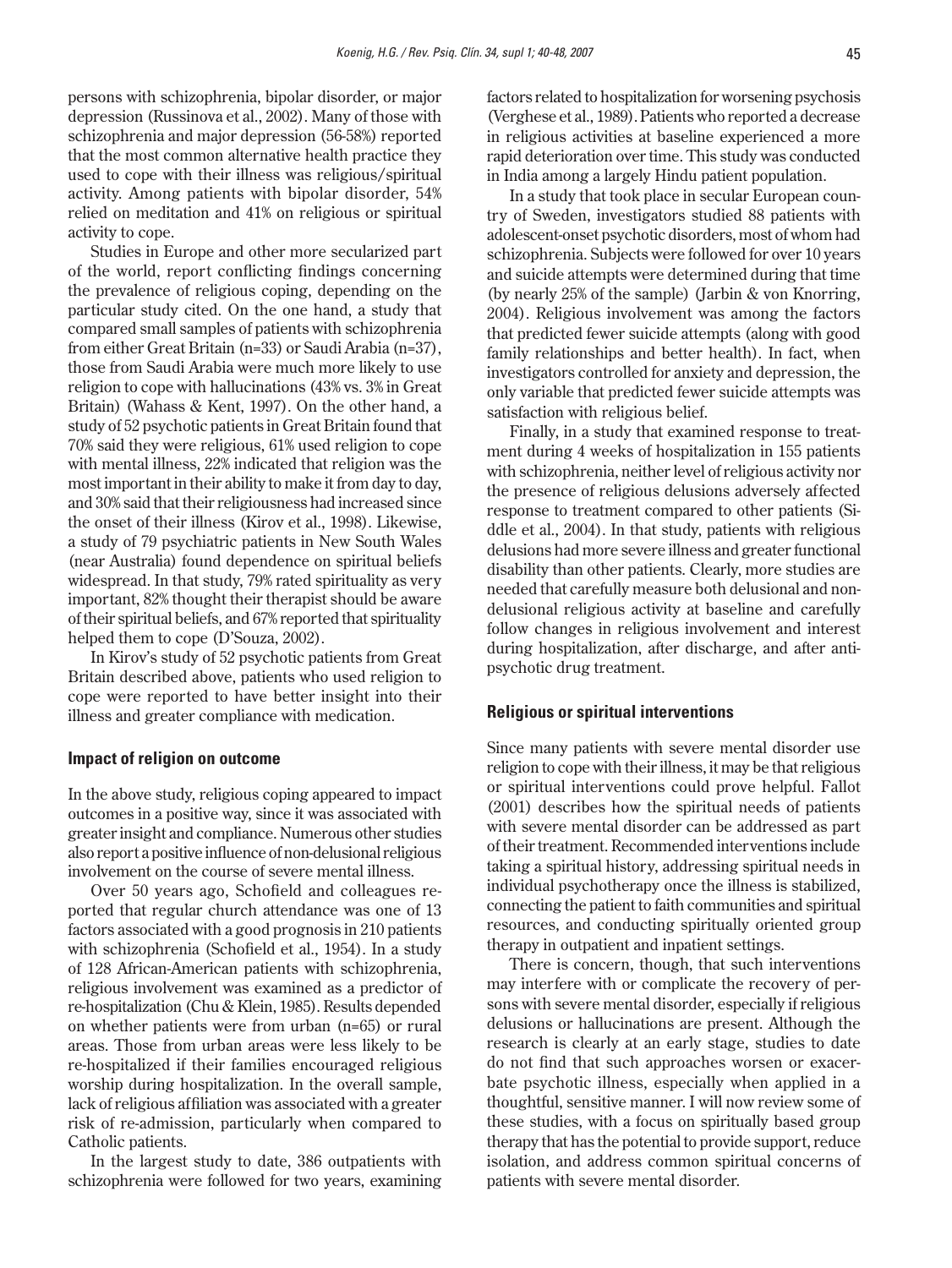persons with schizophrenia, bipolar disorder, or major depression (Russinova et al., 2002). Many of those with schizophrenia and major depression (56-58%) reported that the most common alternative health practice they used to cope with their illness was religious/spiritual activity. Among patients with bipolar disorder, 54% relied on meditation and 41% on religious or spiritual activity to cope.

Studies in Europe and other more secularized part of the world, report conflicting findings concerning the prevalence of religious coping, depending on the particular study cited. On the one hand, a study that compared small samples of patients with schizophrenia from either Great Britain (n=33) or Saudi Arabia (n=37), those from Saudi Arabia were much more likely to use religion to cope with hallucinations (43% vs. 3% in Great Britain) (Wahass & Kent, 1997). On the other hand, a study of 52 psychotic patients in Great Britain found that 70% said they were religious, 61% used religion to cope with mental illness, 22% indicated that religion was the most important in their ability to make it from day to day, and 30% said that their religiousness had increased since the onset of their illness (Kirov et al., 1998). Likewise, a study of 79 psychiatric patients in New South Wales (near Australia) found dependence on spiritual beliefs widespread. In that study, 79% rated spirituality as very important, 82% thought their therapist should be aware of their spiritual beliefs, and 67% reported that spirituality helped them to cope (D'Souza, 2002).

In Kirov's study of 52 psychotic patients from Great Britain described above, patients who used religion to cope were reported to have better insight into their illness and greater compliance with medication.

### Impact of religion on outcome

In the above study, religious coping appeared to impact outcomes in a positive way, since it was associated with greater insight and compliance. Numerous other studies also report a positive influence of non-delusional religious involvement on the course of severe mental illness.

Over 50 years ago, Schofield and colleagues reported that regular church attendance was one of 13 factors associated with a good prognosis in 210 patients with schizophrenia (Schofield et al., 1954). In a study of 128 African-American patients with schizophrenia, religious involvement was examined as a predictor of re-hospitalization (Chu & Klein, 1985). Results depended on whether patients were from urban (n=65) or rural areas. Those from urban areas were less likely to be re-hospitalized if their families encouraged religious worship during hospitalization. In the overall sample, lack of religious affiliation was associated with a greater risk of re-admission, particularly when compared to Catholic patients.

In the largest study to date, 386 outpatients with schizophrenia were followed for two years, examining factors related to hospitalization for worsening psychosis (Verghese et al., 1989). Patients who reported a decrease in religious activities at baseline experienced a more rapid deterioration over time. This study was conducted in India among a largely Hindu patient population.

In a study that took place in secular European country of Sweden, investigators studied 88 patients with adolescent-onset psychotic disorders, most of whom had schizophrenia. Subjects were followed for over 10 years and suicide attempts were determined during that time (by nearly 25% of the sample) (Jarbin & von Knorring, 2004). Religious involvement was among the factors that predicted fewer suicide attempts (along with good family relationships and better health). In fact, when investigators controlled for anxiety and depression, the only variable that predicted fewer suicide attempts was satisfaction with religious belief.

Finally, in a study that examined response to treatment during 4 weeks of hospitalization in 155 patients with schizophrenia, neither level of religious activity nor the presence of religious delusions adversely affected response to treatment compared to other patients (Siddle et al., 2004). In that study, patients with religious delusions had more severe illness and greater functional disability than other patients. Clearly, more studies are needed that carefully measure both delusional and non-delusional religious activity at baseline and carefully follow changes in religious involvement and interest during hospitalization, after discharge, and after antipsychotic drug treatment.

### Religious or spiritual interventions

Since many patients with severe mental disorder use religion to cope with their illness, it may be that religious or spiritual interventions could prove helpful. Fallot (2001) describes how the spiritual needs of patients with severe mental disorder can be addressed as part of their treatment. Recommended interventions include taking a spiritual history, addressing spiritual needs in individual psychotherapy once the illness is stabilized, connecting the patient to faith communities and spiritual resources, and conducting spiritually oriented group therapy in outpatient and inpatient settings.

There is concern, though, that such interventions may interfere with or complicate the recovery of persons with severe mental disorder, especially if religious delusions or hallucinations are present. Although the research is clearly at an early stage, studies to date do not find that such approaches worsen or exacerbate psychotic illness, especially when applied in a thoughtful, sensitive manner. I will now review some of these studies, with a focus on spiritually based group therapy that has the potential to provide support, reduce isolation, and address common spiritual concerns of patients with severe mental disorder.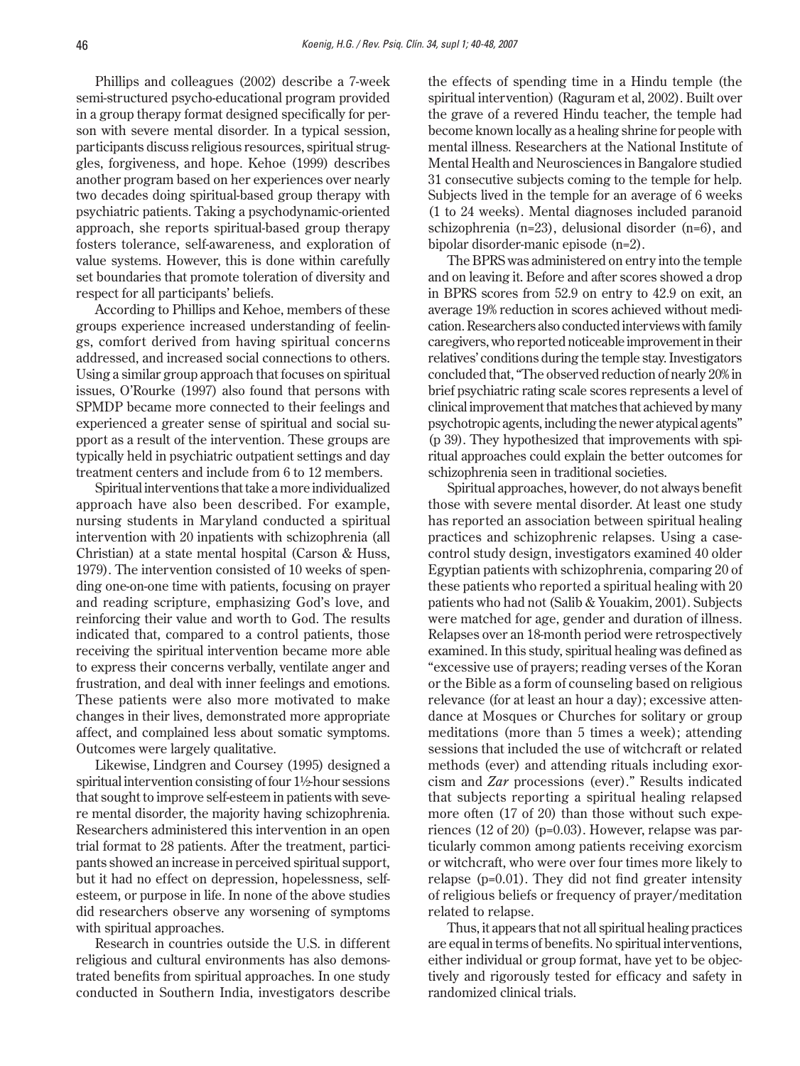Phillips and colleagues (2002) describe a 7-week semi-structured psycho-educational program provided in a group therapy format designed specifically for person with severe mental disorder. In a typical session, participants discuss religious resources, spiritual struggles, forgiveness, and hope. Kehoe (1999) describes another program based on her experiences over nearly two decades doing spiritual-based group therapy with psychiatric patients. Taking a psychodynamic-oriented approach, she reports spiritual-based group therapy fosters tolerance, self-awareness, and exploration of value systems. However, this is done within carefully set boundaries that promote toleration of diversity and respect for all participants' beliefs.

According to Phillips and Kehoe, members of these groups experience increased understanding of feelings, comfort derived from having spiritual concerns addressed, and increased social connections to others. Using a similar group approach that focuses on spiritual issues, O'Rourke (1997) also found that persons with SPMDP became more connected to their feelings and experienced a greater sense of spiritual and social support as a result of the intervention. These groups are typically held in psychiatric outpatient settings and day treatment centers and include from 6 to 12 members.

Spiritual interventions that take a more individualized approach have also been described. For example, nursing students in Maryland conducted a spiritual intervention with 20 inpatients with schizophrenia (all Christian) at a state mental hospital (Carson & Huss, 1979). The intervention consisted of 10 weeks of spending one-on-one time with patients, focusing on prayer and reading scripture, emphasizing God's love, and reinforcing their value and worth to God. The results indicated that, compared to a control patients, those receiving the spiritual intervention became more able to express their concerns verbally, ventilate anger and frustration, and deal with inner feelings and emotions. These patients were also more motivated to make changes in their lives, demonstrated more appropriate affect, and complained less about somatic symptoms. Outcomes were largely qualitative.

Likewise, Lindgren and Coursey (1995) designed a spiritual intervention consisting of four 1½-hour sessions that sought to improve self-esteem in patients with severe mental disorder, the majority having schizophrenia. Researchers administered this intervention in an open trial format to 28 patients. After the treatment, participants showed an increase in perceived spiritual support, but it had no effect on depression, hopelessness, self-esteem, or purpose in life. In none of the above studies did researchers observe any worsening of symptoms with spiritual approaches.

Research in countries outside the U.S. in different religious and cultural environments has also demonstrated benefits from spiritual approaches. In one study conducted in Southern India, investigators describe the effects of spending time in a Hindu temple (the spiritual intervention) (Raguram et al, 2002). Built over the grave of a revered Hindu teacher, the temple had become known locally as a healing shrine for people with mental illness. Researchers at the National Institute of Mental Health and Neurosciences in Bangalore studied 31 consecutive subjects coming to the temple for help. Subjects lived in the temple for an average of 6 weeks (1 to 24 weeks). Mental diagnoses included paranoid schizophrenia (n=23), delusional disorder (n=6), and bipolar disorder-manic episode (n=2).

The BPRS was administered on entry into the temple and on leaving it. Before and after scores showed a drop in BPRS scores from 52.9 on entry to 42.9 on exit, an average 19% reduction in scores achieved without medication. Researchers also conducted interviews with family caregivers, who reported noticeable improvement in their relatives' conditions during the temple stay. Investigators concluded that, "The observed reduction of nearly 20% in brief psychiatric rating scale scores represents a level of clinical improvement that matches that achieved by many psychotropic agents, including the newer atypical agents" (p 39). They hypothesized that improvements with spiritual approaches could explain the better outcomes for schizophrenia seen in traditional societies.

Spiritual approaches, however, do not always benefit those with severe mental disorder. At least one study has reported an association between spiritual healing practices and schizophrenic relapses. Using a case-control study design, investigators examined 40 older Egyptian patients with schizophrenia, comparing 20 of these patients who reported a spiritual healing with 20 patients who had not (Salib & Youakim, 2001). Subjects were matched for age, gender and duration of illness. Relapses over an 18-month period were retrospectively examined. In this study, spiritual healing was defined as "excessive use of prayers; reading verses of the Koran or the Bible as a form of counseling based on religious relevance (for at least an hour a day); excessive attendance at Mosques or Churches for solitary or group meditations (more than 5 times a week); attending sessions that included the use of witchcraft or related methods (ever) and attending rituals including exorcism and *Zar* processions (ever)." Results indicated that subjects reporting a spiritual healing relapsed more often (17 of 20) than those without such experiences (12 of 20) (p=0.03). However, relapse was particularly common among patients receiving exorcism or witchcraft, who were over four times more likely to relapse (p=0.01). They did not find greater intensity of religious beliefs or frequency of prayer/meditation related to relapse.

Thus, it appears that not all spiritual healing practices are equal in terms of benefits. No spiritual interventions, either individual or group format, have yet to be objectively and rigorously tested for efficacy and safety in randomized clinical trials.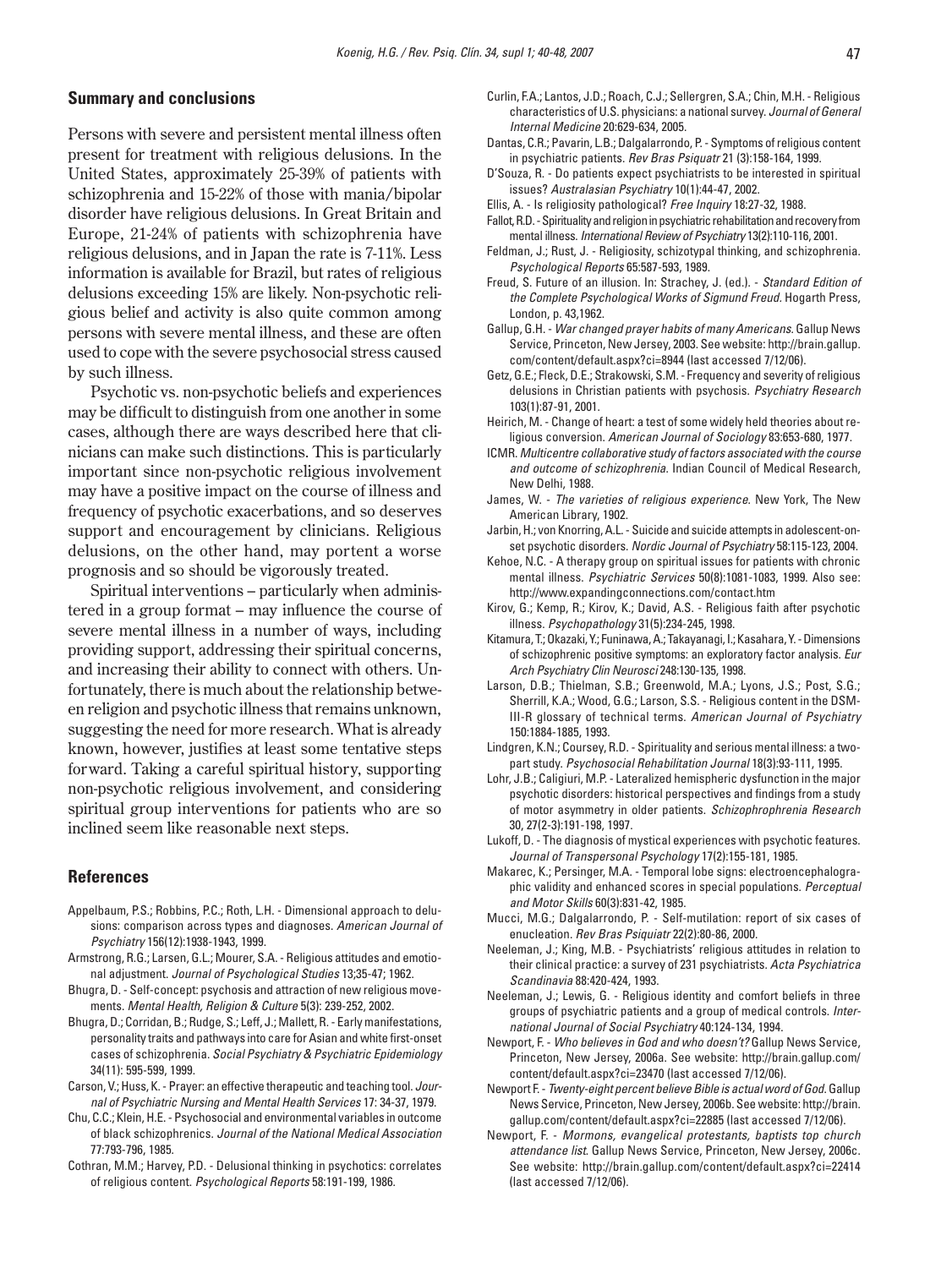## Summary and conclusions

Persons with severe and persistent mental illness often present for treatment with religious delusions. In the United States, approximately 25-39% of patients with schizophrenia and 15-22% of those with mania/bipolar disorder have religious delusions. In Great Britain and Europe, 21-24% of patients with schizophrenia have religious delusions, and in Japan the rate is 7-11%. Less information is available for Brazil, but rates of religious delusions exceeding 15% are likely. Non-psychotic religious belief and activity is also quite common among persons with severe mental illness, and these are often used to cope with the severe psychosocial stress caused by such illness.

Psychotic vs. non-psychotic beliefs and experiences may be difficult to distinguish from one another in some cases, although there are ways described here that clinicians can make such distinctions. This is particularly important since non-psychotic religious involvement may have a positive impact on the course of illness and frequency of psychotic exacerbations, and so deserves support and encouragement by clinicians. Religious delusions, on the other hand, may portent a worse prognosis and so should be vigorously treated.

Spiritual interventions – particularly when administered in a group format – may influence the course of severe mental illness in a number of ways, including providing support, addressing their spiritual concerns, and increasing their ability to connect with others. Unfortunately, there is much about the relationship between religion and psychotic illness that remains unknown, suggesting the need for more research. What is already known, however, justifies at least some tentative steps forward. Taking a careful spiritual history, supporting non-psychotic religious involvement, and considering spiritual group interventions for patients who are so inclined seem like reasonable next steps.

## References

Appelbaum, P.S.; Robbins, P.C.; Roth, L.H. - Dimensional approach to delusions: comparison across types and diagnoses. *American Journal of Psychiatry* 156(12):1938-1943, 1999.

Armstrong, R.G.; Larsen, G.L.; Mourer, S.A. - Religious attitudes and emotional adjustment. *Journal of Psychological Studies* 13;35-47; 1962.

Bhugra, D. - Self-concept: psychosis and attraction of new religious movements. *Mental Health, Religion & Culture* 5(3): 239-252, 2002.

Bhugra, D.; Corridan, B.; Rudge, S.; Leff, J.; Mallett, R. - Early manifestations, personality traits and pathways into care for Asian and white first-onset cases of schizophrenia. *Social Psychiatry & Psychiatric Epidemiology* 34(11): 595-599, 1999.

Carson, V.; Huss, K. - Prayer: an effective therapeutic and teaching tool. *Journal of Psychiatric Nursing and Mental Health Services* 17: 34-37, 1979.

Chu, C.C.; Klein, H.E. - Psychosocial and environmental variables in outcome of black schizophrenics. *Journal of the National Medical Association* 77:793-796, 1985.

Cothran, M.M.; Harvey, P.D. - Delusional thinking in psychotics: correlates of religious content. *Psychological Reports* 58:191-199, 1986.

Curlin, F.A.; Lantos, J.D.; Roach, C.J.; Sellergren, S.A.; Chin, M.H. - Religious characteristics of U.S. physicians: a national survey. *Journal of General Internal Medicine* 20:629-634, 2005.

Dantas, C.R.; Pavarin, L.B.; Dalgalarrondo, P. - Symptoms of religious content in psychiatric patients. *Rev Bras Psiquatr* 21 (3):158-164, 1999.

D'Souza, R. - Do patients expect psychiatrists to be interested in spiritual issues? *Australasian Psychiatry* 10(1):44-47, 2002.

Ellis, A. - Is religiosity pathological? *Free Inquiry* 18:27-32, 1988.

Fallot, R.D. - Spirituality and religion in psychiatric rehabilitation and recovery from mental illness. *International Review of Psychiatry* 13(2):110-116, 2001.

Feldman, J.; Rust, J. - Religiosity, schizotypal thinking, and schizophrenia. *Psychological Reports* 65:587-593, 1989.

Freud, S. Future of an illusion. In: Strachey, J. (ed.). - *Standard Edition of the Complete Psychological Works of Sigmund Freud.* Hogarth Press, London, p. 43,1962.

Gallup, G.H. - *War changed prayer habits of many Americans*. Gallup News Service, Princeton, New Jersey, 2003. See website: http://brain.gallup.com/content/default.aspx?ci=8944 (last accessed 7/12/06).

Getz, G.E.; Fleck, D.E.; Strakowski, S.M. - Frequency and severity of religious delusions in Christian patients with psychosis. *Psychiatry Research* 103(1):87-91, 2001.

Heirich, M. - Change of heart: a test of some widely held theories about religious conversion. *American Journal of Sociology* 83:653-680, 1977.

ICMR. *Multicentre collaborative study of factors associated with the course and outcome of schizophrenia.* Indian Council of Medical Research, New Delhi, 1988.

James, W. - *The varieties of religious experience.* New York, The New American Library, 1902.

Jarbin, H.; von Knorring, A.L. - Suicide and suicide attempts in adolescent-onset psychotic disorders. *Nordic Journal of Psychiatry* 58:115-123, 2004.

Kehoe, N.C. - A therapy group on spiritual issues for patients with chronic mental illness. *Psychiatric Services* 50(8):1081-1083, 1999. Also see: http://www.expandingconnections.com/contact.htm

Kirov, G.; Kemp, R.; Kirov, K.; David, A.S. - Religious faith after psychotic illness. *Psychopathology* 31(5):234-245, 1998.

Kitamura, T.; Okazaki, Y.; Funinawa, A.; Takayanagi, I.; Kasahara, Y. - Dimensions of schizophrenic positive symptoms: an exploratory factor analysis. *Eur Arch Psychiatry Clin Neurosci* 248:130-135, 1998.

Larson, D.B.; Thielman, S.B.; Greenwold, M.A.; Lyons, J.S.; Post, S.G.; Sherrill, K.A.; Wood, G.G.; Larson, S.S. - Religious content in the DSM-III-R glossary of technical terms. *American Journal of Psychiatry* 150:1884-1885, 1993.

Lindgren, K.N.; Coursey, R.D. - Spirituality and serious mental illness: a two-part study. *Psychosocial Rehabilitation Journal* 18(3):93-111, 1995.

Lohr, J.B.; Caligiuri, M.P. - Lateralized hemispheric dysfunction in the major psychotic disorders: historical perspectives and findings from a study of motor asymmetry in older patients. *Schizophrophrenia Research* 30, 27(2-3):191-198, 1997.

Lukoff, D. - The diagnosis of mystical experiences with psychotic features. *Journal of Transpersonal Psychology* 17(2):155-181, 1985.

Makarec, K.; Persinger, M.A. - Temporal lobe signs: electroencephalographic validity and enhanced scores in special populations. *Perceptual and Motor Skills* 60(3):831-42, 1985.

Mucci, M.G.; Dalgalarrondo, P. - Self-mutilation: report of six cases of enucleation. *Rev Bras Psiquiatr* 22(2):80-86, 2000.

Neeleman, J.; King, M.B. - Psychiatrists' religious attitudes in relation to their clinical practice: a survey of 231 psychiatrists. *Acta Psychiatrica Scandinavia* 88:420-424, 1993.

Neeleman, J.; Lewis, G. - Religious identity and comfort beliefs in three groups of psychiatric patients and a group of medical controls. *International Journal of Social Psychiatry* 40:124-134, 1994.

Newport, F. - *Who believes in God and who doesn't?* Gallup News Service, Princeton, New Jersey, 2006a. See website: http://brain.gallup.com/content/default.aspx?ci=23470 (last accessed 7/12/06).

Newport F. - *Twenty-eight percent believe Bible is actual word of God.* Gallup News Service, Princeton, New Jersey, 2006b. See website: http://brain.gallup.com/content/default.aspx?ci=22885 (last accessed 7/12/06).

Newport, F. - *Mormons, evangelical protestants, baptists top church attendance list.* Gallup News Service, Princeton, New Jersey, 2006c. See website: http://brain.gallup.com/content/default.aspx?ci=22414 (last accessed 7/12/06).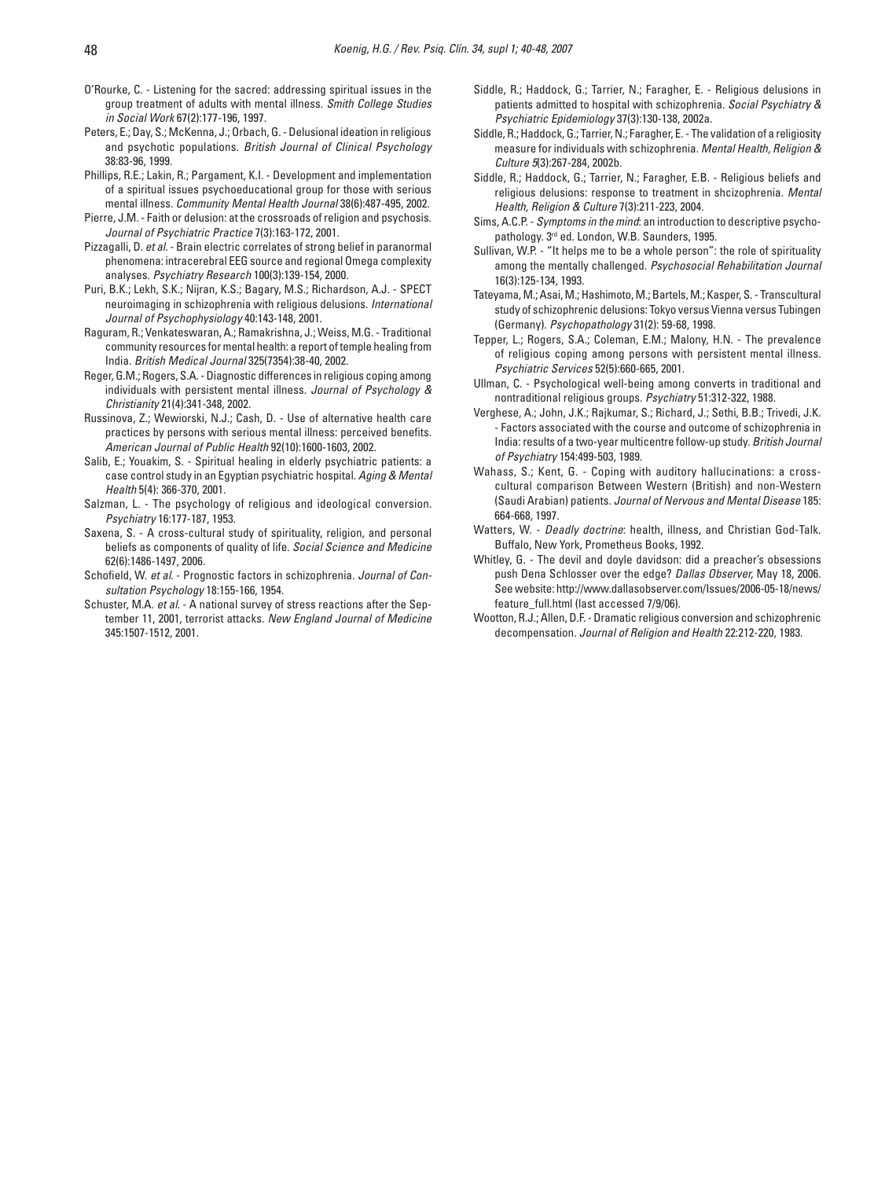O'Rourke, C. - Listening for the sacred: addressing spiritual issues in the group treatment of adults with mental illness. *Smith College Studies in Social Work* 67(2):177-196, 1997.

Peters, E.; Day, S.; McKenna, J.; Orbach, G. - Delusional ideation in religious and psychotic populations. *British Journal of Clinical Psychology* 38:83-96, 1999.

Phillips, R.E.; Lakin, R.; Pargament, K.I. - Development and implementation of a spiritual issues psychoeducational group for those with serious mental illness. *Community Mental Health Journal* 38(6):487-495, 2002.

Pierre, J.M. - Faith or delusion: at the crossroads of religion and psychosis. *Journal of Psychiatric Practice* 7(3):163-172, 2001.

Pizzagalli, D. *et al.* - Brain electric correlates of strong belief in paranormal phenomena: intracerebral EEG source and regional Omega complexity analyses. *Psychiatry Research* 100(3):139-154, 2000.

Puri, B.K.; Lekh, S.K.; Nijran, K.S.; Bagary, M.S.; Richardson, A.J. - SPECT neuroimaging in schizophrenia with religious delusions. *International Journal of Psychophysiology* 40:143-148, 2001.

Raguram, R.; Venkateswaran, A.; Ramakrishna, J.; Weiss, M.G. - Traditional community resources for mental health: a report of temple healing from India. *British Medical Journal* 325(7354):38-40, 2002.

Reger, G.M.; Rogers, S.A. - Diagnostic differences in religious coping among individuals with persistent mental illness. *Journal of Psychology & Christianity* 21(4):341-348, 2002.

Russinova, Z.; Wewiorski, N.J.; Cash, D. - Use of alternative health care practices by persons with serious mental illness: perceived benefits. *American Journal of Public Health* 92(10):1600-1603, 2002.

Salib, E.; Youakim, S. - Spiritual healing in elderly psychiatric patients: a case control study in an Egyptian psychiatric hospital. *Aging & Mental Health* 5(4): 366-370, 2001.

Salzman, L. - The psychology of religious and ideological conversion. *Psychiatry* 16:177-187, 1953.

Saxena, S. - A cross-cultural study of spirituality, religion, and personal beliefs as components of quality of life. *Social Science and Medicine* 62(6):1486-1497, 2006.

Schofield, W. *et al.* - Prognostic factors in schizophrenia. *Journal of Consultation Psychology* 18:155-166, 1954.

Schuster, M.A. *et al.* - A national survey of stress reactions after the September 11, 2001, terrorist attacks. *New England Journal of Medicine* 345:1507-1512, 2001.

Siddle, R.; Haddock, G.; Tarrier, N.; Faragher, E. - Religious delusions in patients admitted to hospital with schizophrenia. *Social Psychiatry & Psychiatric Epidemiology* 37(3):130-138, 2002a.

Siddle, R.; Haddock, G.; Tarrier, N.; Faragher, E. - The validation of a religiosity measure for individuals with schizophrenia. *Mental Health, Religion & Culture 5*(3):267-284, 2002b.

Siddle, R.; Haddock, G.; Tarrier, N.; Faragher, E.B. - Religious beliefs and religious delusions: response to treatment in shcizophrenia. *Mental Health, Religion & Culture* 7(3):211-223, 2004.

Sims, A.C.P. - *Symptoms in the mind*: an introduction to descriptive psychopathology. 3rd ed. London, W.B. Saunders, 1995.

Sullivan, W.P. - "It helps me to be a whole person": the role of spirituality among the mentally challenged. *Psychosocial Rehabilitation Journal* 16(3):125-134, 1993.

Tateyama, M.; Asai, M.; Hashimoto, M.; Bartels, M.; Kasper, S. - Transcultural study of schizophrenic delusions: Tokyo versus Vienna versus Tubingen (Germany). *Psychopathology* 31(2): 59-68, 1998.

Tepper, L.; Rogers, S.A.; Coleman, E.M.; Malony, H.N. - The prevalence of religious coping among persons with persistent mental illness. *Psychiatric Services* 52(5):660-665, 2001.

Ullman, C. - Psychological well-being among converts in traditional and nontraditional religious groups. *Psychiatry* 51:312-322, 1988.

Verghese, A.; John, J.K.; Rajkumar, S.; Richard, J.; Sethi, B.B.; Trivedi, J.K. - Factors associated with the course and outcome of schizophrenia in India: results of a two-year multicentre follow-up study. *British Journal of Psychiatry* 154:499-503, 1989.

Wahass, S.; Kent, G. - Coping with auditory hallucinations: a cross-cultural comparison Between Western (British) and non-Western (Saudi Arabian) patients. *Journal of Nervous and Mental Disease* 185: 664-668, 1997.

Watters, W. - *Deadly doctrine*: health, illness, and Christian God-Talk. Buffalo, New York, Prometheus Books, 1992.

Whitley, G. - The devil and doyle davidson: did a preacher's obsessions push Dena Schlosser over the edge? *Dallas Observer,* May 18, 2006. See website: http://www.dallasobserver.com/Issues/2006-05-18/news/feature_full.html (last accessed 7/9/06).

Wootton, R.J.; Allen, D.F. - Dramatic religious conversion and schizophrenic decompensation. *Journal of Religion and Health* 22:212-220, 1983.